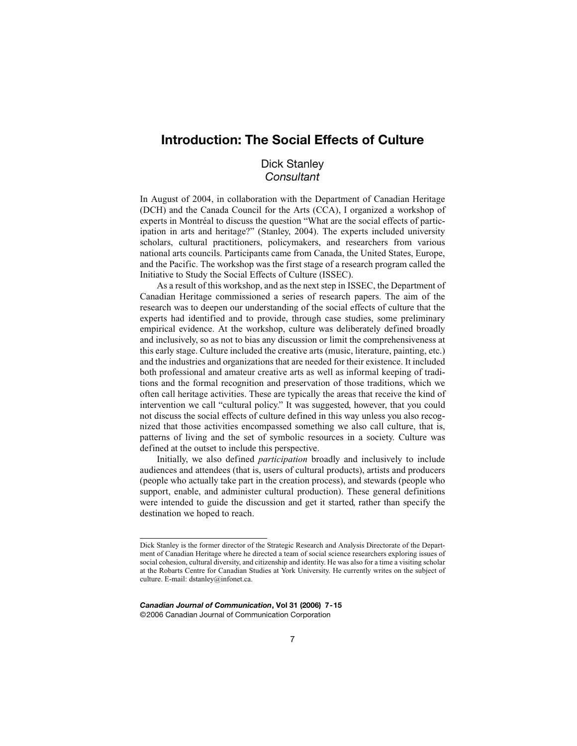# Introduction: The Social Effects of Culture

Dick Stanley
*Consultant*

In August of 2004, in collaboration with the Department of Canadian Heritage (DCH) and the Canada Council for the Arts (CCA), I organized a workshop of experts in Montréal to discuss the question "What are the social effects of participation in arts and heritage?" (Stanley, 2004). The experts included university scholars, cultural practitioners, policymakers, and researchers from various national arts councils. Participants came from Canada, the United States, Europe, and the Pacific. The workshop was the first stage of a research program called the Initiative to Study the Social Effects of Culture (ISSEC).

As a result of this workshop, and as the next step in ISSEC, the Department of Canadian Heritage commissioned a series of research papers. The aim of the research was to deepen our understanding of the social effects of culture that the experts had identified and to provide, through case studies, some preliminary empirical evidence. At the workshop, culture was deliberately defined broadly and inclusively, so as not to bias any discussion or limit the comprehensiveness at this early stage. Culture included the creative arts (music, literature, painting, etc.) and the industries and organizations that are needed for their existence. It included both professional and amateur creative arts as well as informal keeping of traditions and the formal recognition and preservation of those traditions, which we often call heritage activities. These are typically the areas that receive the kind of intervention we call "cultural policy." It was suggested, however, that you could not discuss the social effects of culture defined in this way unless you also recognized that those activities encompassed something we also call culture, that is, patterns of living and the set of symbolic resources in a society. Culture was defined at the outset to include this perspective.

Initially, we also defined *participation* broadly and inclusively to include audiences and attendees (that is, users of cultural products), artists and producers (people who actually take part in the creation process), and stewards (people who support, enable, and administer cultural production). These general definitions were intended to guide the discussion and get it started, rather than specify the destination we hoped to reach.

---

Dick Stanley is the former director of the Strategic Research and Analysis Directorate of the Department of Canadian Heritage where he directed a team of social science researchers exploring issues of social cohesion, cultural diversity, and citizenship and identity. He was also for a time a visiting scholar at the Robarts Centre for Canadian Studies at York University. He currently writes on the subject of culture. E-mail: dstanley@infonet.ca.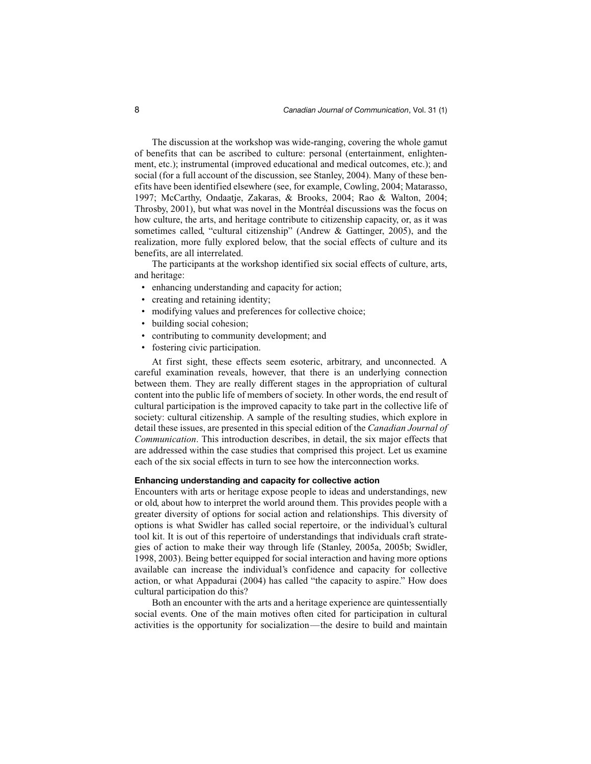The discussion at the workshop was wide-ranging, covering the whole gamut of benefits that can be ascribed to culture: personal (entertainment, enlightenment, etc.); instrumental (improved educational and medical outcomes, etc.); and social (for a full account of the discussion, see Stanley, 2004). Many of these benefits have been identified elsewhere (see, for example, Cowling, 2004; Matarasso, 1997; McCarthy, Ondaatje, Zakaras, & Brooks, 2004; Rao & Walton, 2004; Throsby, 2001), but what was novel in the Montréal discussions was the focus on how culture, the arts, and heritage contribute to citizenship capacity, or, as it was sometimes called, "cultural citizenship" (Andrew & Gattinger, 2005), and the realization, more fully explored below, that the social effects of culture and its benefits, are all interrelated.

The participants at the workshop identified six social effects of culture, arts, and heritage:

- enhancing understanding and capacity for action;
- creating and retaining identity;
- modifying values and preferences for collective choice;
- building social cohesion;
- contributing to community development; and
- fostering civic participation.

At first sight, these effects seem esoteric, arbitrary, and unconnected. A careful examination reveals, however, that there is an underlying connection between them. They are really different stages in the appropriation of cultural content into the public life of members of society. In other words, the end result of cultural participation is the improved capacity to take part in the collective life of society: cultural citizenship. A sample of the resulting studies, which explore in detail these issues, are presented in this special edition of the *Canadian Journal of Communication*. This introduction describes, in detail, the six major effects that are addressed within the case studies that comprised this project. Let us examine each of the six social effects in turn to see how the interconnection works.

### Enhancing understanding and capacity for collective action

Encounters with arts or heritage expose people to ideas and understandings, new or old, about how to interpret the world around them. This provides people with a greater diversity of options for social action and relationships. This diversity of options is what Swidler has called social repertoire, or the individual's cultural tool kit. It is out of this repertoire of understandings that individuals craft strategies of action to make their way through life (Stanley, 2005a, 2005b; Swidler, 1998, 2003). Being better equipped for social interaction and having more options available can increase the individual's confidence and capacity for collective action, or what Appadurai (2004) has called "the capacity to aspire." How does cultural participation do this?

Both an encounter with the arts and a heritage experience are quintessentially social events. One of the main motives often cited for participation in cultural activities is the opportunity for socialization—the desire to build and maintain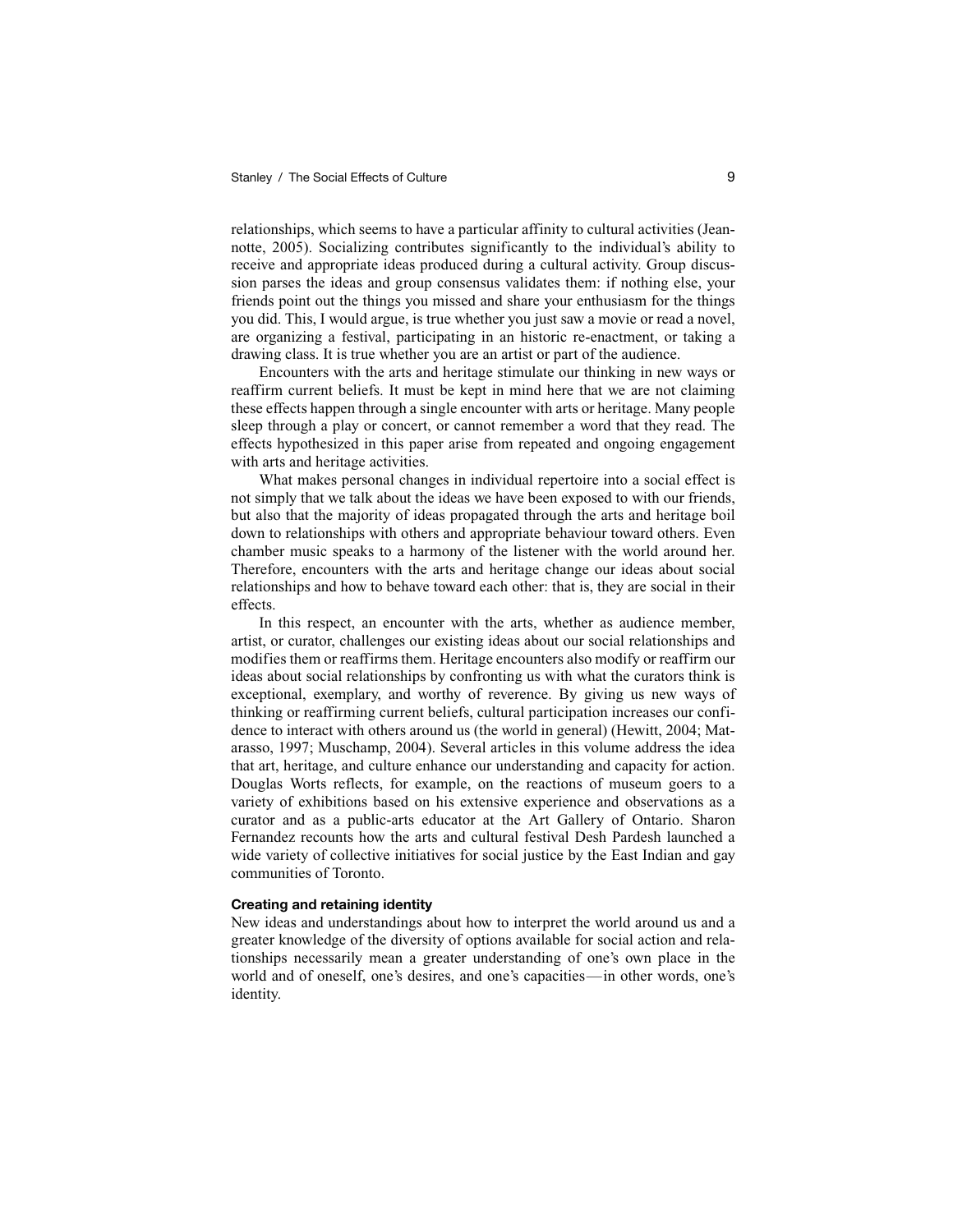relationships, which seems to have a particular affinity to cultural activities (Jeannotte, 2005). Socializing contributes significantly to the individual's ability to receive and appropriate ideas produced during a cultural activity. Group discussion parses the ideas and group consensus validates them: if nothing else, your friends point out the things you missed and share your enthusiasm for the things you did. This, I would argue, is true whether you just saw a movie or read a novel, are organizing a festival, participating in an historic re-enactment, or taking a drawing class. It is true whether you are an artist or part of the audience.

Encounters with the arts and heritage stimulate our thinking in new ways or reaffirm current beliefs. It must be kept in mind here that we are not claiming these effects happen through a single encounter with arts or heritage. Many people sleep through a play or concert, or cannot remember a word that they read. The effects hypothesized in this paper arise from repeated and ongoing engagement with arts and heritage activities.

What makes personal changes in individual repertoire into a social effect is not simply that we talk about the ideas we have been exposed to with our friends, but also that the majority of ideas propagated through the arts and heritage boil down to relationships with others and appropriate behaviour toward others. Even chamber music speaks to a harmony of the listener with the world around her. Therefore, encounters with the arts and heritage change our ideas about social relationships and how to behave toward each other: that is, they are social in their effects.

In this respect, an encounter with the arts, whether as audience member, artist, or curator, challenges our existing ideas about our social relationships and modifies them or reaffirms them. Heritage encounters also modify or reaffirm our ideas about social relationships by confronting us with what the curators think is exceptional, exemplary, and worthy of reverence. By giving us new ways of thinking or reaffirming current beliefs, cultural participation increases our confidence to interact with others around us (the world in general) (Hewitt, 2004; Matarasso, 1997; Muschamp, 2004). Several articles in this volume address the idea that art, heritage, and culture enhance our understanding and capacity for action. Douglas Worts reflects, for example, on the reactions of museum goers to a variety of exhibitions based on his extensive experience and observations as a curator and as a public-arts educator at the Art Gallery of Ontario. Sharon Fernandez recounts how the arts and cultural festival Desh Pardesh launched a wide variety of collective initiatives for social justice by the East Indian and gay communities of Toronto.

#### Creating and retaining identity

New ideas and understandings about how to interpret the world around us and a greater knowledge of the diversity of options available for social action and relationships necessarily mean a greater understanding of one's own place in the world and of oneself, one's desires, and one's capacities—in other words, one's identity.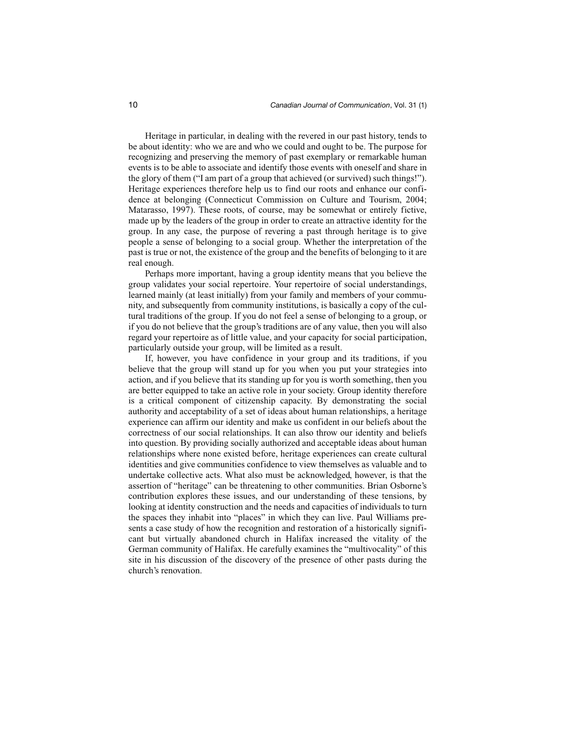Heritage in particular, in dealing with the revered in our past history, tends to be about identity: who we are and who we could and ought to be. The purpose for recognizing and preserving the memory of past exemplary or remarkable human events is to be able to associate and identify those events with oneself and share in the glory of them ("I am part of a group that achieved (or survived) such things!"). Heritage experiences therefore help us to find our roots and enhance our confidence at belonging (Connecticut Commission on Culture and Tourism, 2004; Matarasso, 1997). These roots, of course, may be somewhat or entirely fictive, made up by the leaders of the group in order to create an attractive identity for the group. In any case, the purpose of revering a past through heritage is to give people a sense of belonging to a social group. Whether the interpretation of the past is true or not, the existence of the group and the benefits of belonging to it are real enough.

Perhaps more important, having a group identity means that you believe the group validates your social repertoire. Your repertoire of social understandings, learned mainly (at least initially) from your family and members of your community, and subsequently from community institutions, is basically a copy of the cultural traditions of the group. If you do not feel a sense of belonging to a group, or if you do not believe that the group's traditions are of any value, then you will also regard your repertoire as of little value, and your capacity for social participation, particularly outside your group, will be limited as a result.

If, however, you have confidence in your group and its traditions, if you believe that the group will stand up for you when you put your strategies into action, and if you believe that its standing up for you is worth something, then you are better equipped to take an active role in your society. Group identity therefore is a critical component of citizenship capacity. By demonstrating the social authority and acceptability of a set of ideas about human relationships, a heritage experience can affirm our identity and make us confident in our beliefs about the correctness of our social relationships. It can also throw our identity and beliefs into question. By providing socially authorized and acceptable ideas about human relationships where none existed before, heritage experiences can create cultural identities and give communities confidence to view themselves as valuable and to undertake collective acts. What also must be acknowledged, however, is that the assertion of "heritage" can be threatening to other communities. Brian Osborne's contribution explores these issues, and our understanding of these tensions, by looking at identity construction and the needs and capacities of individuals to turn the spaces they inhabit into "places" in which they can live. Paul Williams presents a case study of how the recognition and restoration of a historically significant but virtually abandoned church in Halifax increased the vitality of the German community of Halifax. He carefully examines the "multivocality" of this site in his discussion of the discovery of the presence of other pasts during the church's renovation.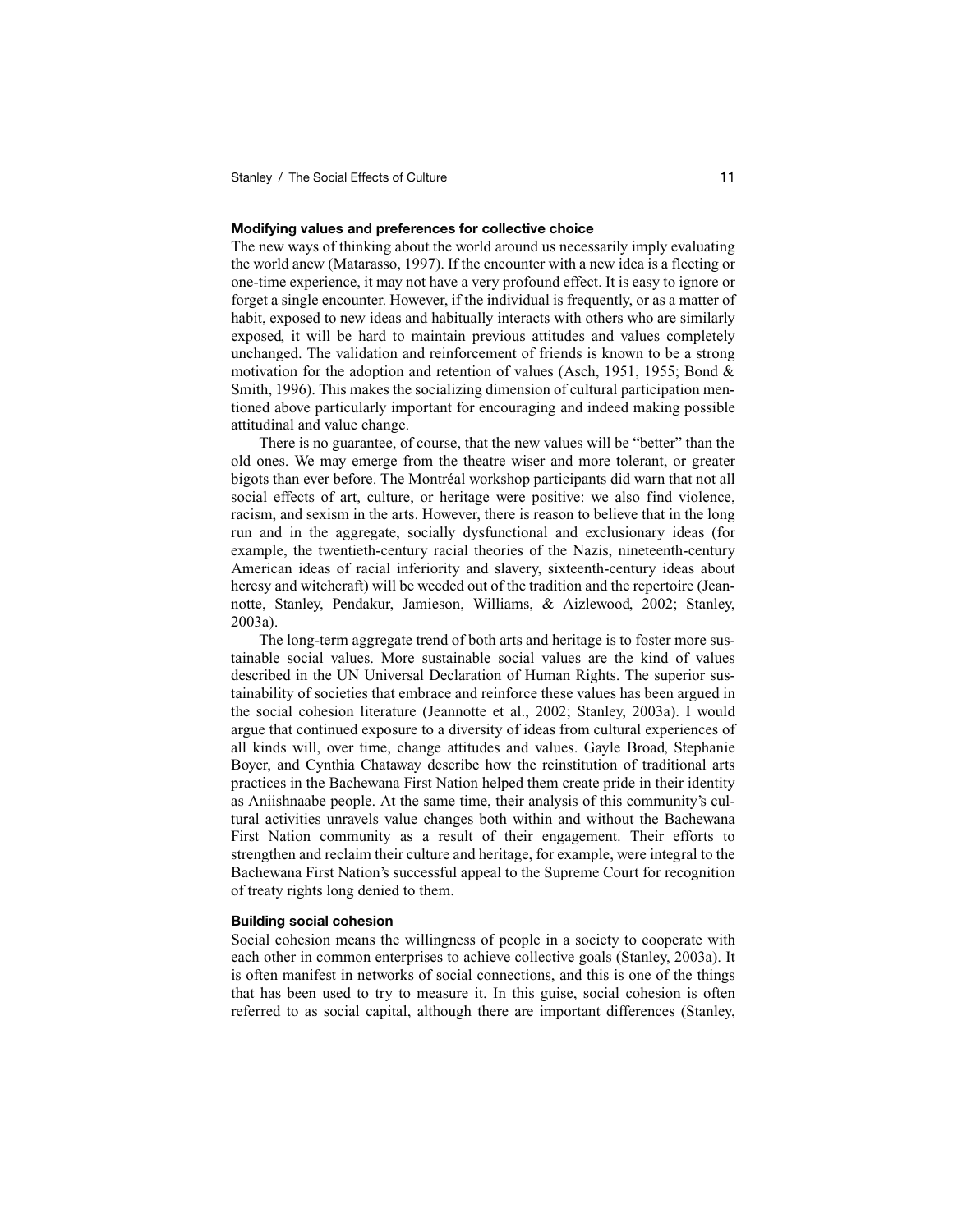### Modifying values and preferences for collective choice

The new ways of thinking about the world around us necessarily imply evaluating the world anew (Matarasso, 1997). If the encounter with a new idea is a fleeting or one-time experience, it may not have a very profound effect. It is easy to ignore or forget a single encounter. However, if the individual is frequently, or as a matter of habit, exposed to new ideas and habitually interacts with others who are similarly exposed, it will be hard to maintain previous attitudes and values completely unchanged. The validation and reinforcement of friends is known to be a strong motivation for the adoption and retention of values (Asch, 1951, 1955; Bond & Smith, 1996). This makes the socializing dimension of cultural participation mentioned above particularly important for encouraging and indeed making possible attitudinal and value change.

There is no guarantee, of course, that the new values will be "better" than the old ones. We may emerge from the theatre wiser and more tolerant, or greater bigots than ever before. The Montréal workshop participants did warn that not all social effects of art, culture, or heritage were positive: we also find violence, racism, and sexism in the arts. However, there is reason to believe that in the long run and in the aggregate, socially dysfunctional and exclusionary ideas (for example, the twentieth-century racial theories of the Nazis, nineteenth-century American ideas of racial inferiority and slavery, sixteenth-century ideas about heresy and witchcraft) will be weeded out of the tradition and the repertoire (Jeannotte, Stanley, Pendakur, Jamieson, Williams, & Aizlewood, 2002; Stanley, 2003a).

The long-term aggregate trend of both arts and heritage is to foster more sustainable social values. More sustainable social values are the kind of values described in the UN Universal Declaration of Human Rights. The superior sustainability of societies that embrace and reinforce these values has been argued in the social cohesion literature (Jeannotte et al., 2002; Stanley, 2003a). I would argue that continued exposure to a diversity of ideas from cultural experiences of all kinds will, over time, change attitudes and values. Gayle Broad, Stephanie Boyer, and Cynthia Chataway describe how the reinstitution of traditional arts practices in the Bachewana First Nation helped them create pride in their identity as Aniishnaabe people. At the same time, their analysis of this community's cultural activities unravels value changes both within and without the Bachewana First Nation community as a result of their engagement. Their efforts to strengthen and reclaim their culture and heritage, for example, were integral to the Bachewana First Nation's successful appeal to the Supreme Court for recognition of treaty rights long denied to them.

### Building social cohesion

Social cohesion means the willingness of people in a society to cooperate with each other in common enterprises to achieve collective goals (Stanley, 2003a). It is often manifest in networks of social connections, and this is one of the things that has been used to try to measure it. In this guise, social cohesion is often referred to as social capital, although there are important differences (Stanley,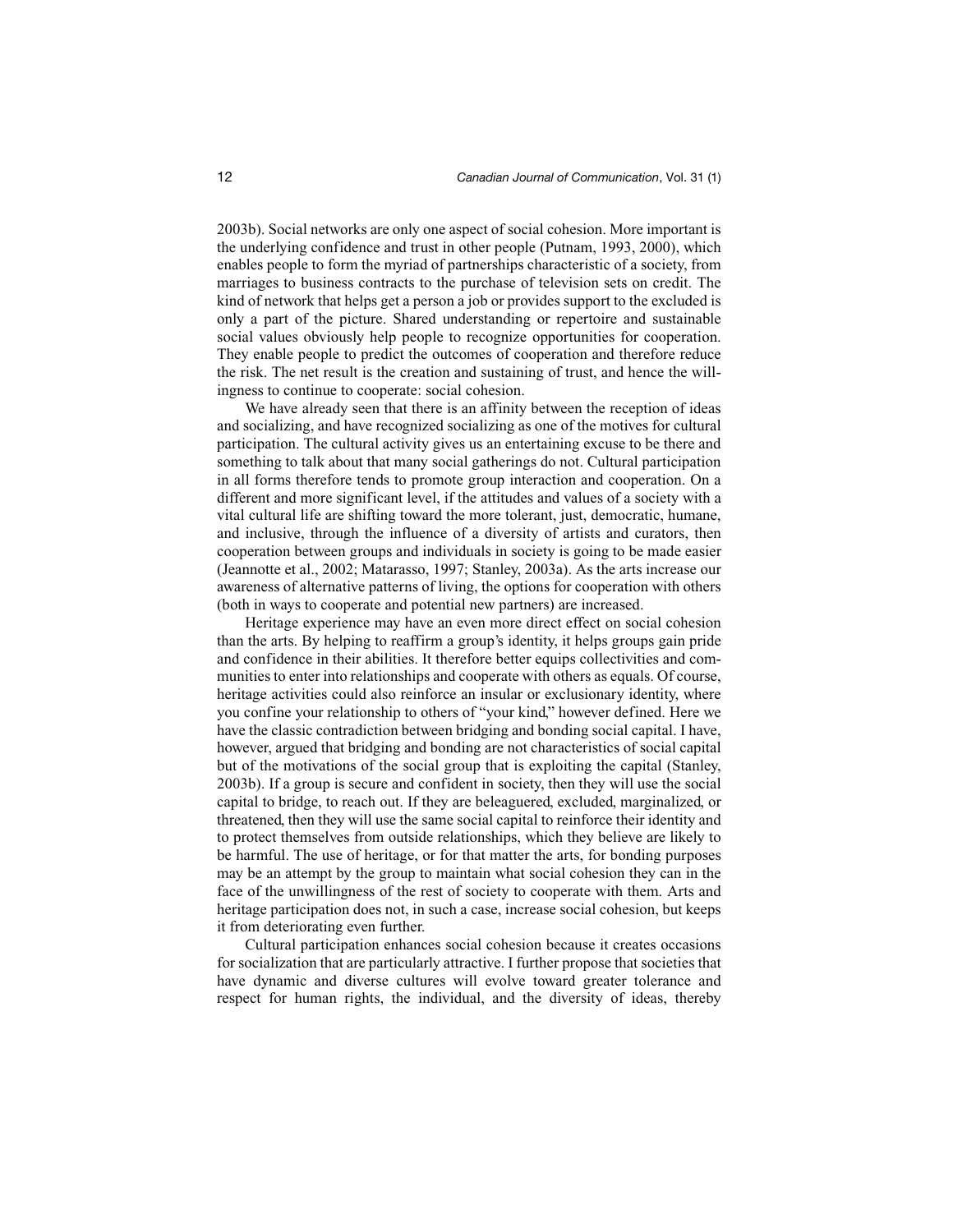2003b). Social networks are only one aspect of social cohesion. More important is the underlying confidence and trust in other people (Putnam, 1993, 2000), which enables people to form the myriad of partnerships characteristic of a society, from marriages to business contracts to the purchase of television sets on credit. The kind of network that helps get a person a job or provides support to the excluded is only a part of the picture. Shared understanding or repertoire and sustainable social values obviously help people to recognize opportunities for cooperation. They enable people to predict the outcomes of cooperation and therefore reduce the risk. The net result is the creation and sustaining of trust, and hence the willingness to continue to cooperate: social cohesion.

We have already seen that there is an affinity between the reception of ideas and socializing, and have recognized socializing as one of the motives for cultural participation. The cultural activity gives us an entertaining excuse to be there and something to talk about that many social gatherings do not. Cultural participation in all forms therefore tends to promote group interaction and cooperation. On a different and more significant level, if the attitudes and values of a society with a vital cultural life are shifting toward the more tolerant, just, democratic, humane, and inclusive, through the influence of a diversity of artists and curators, then cooperation between groups and individuals in society is going to be made easier (Jeannotte et al., 2002; Matarasso, 1997; Stanley, 2003a). As the arts increase our awareness of alternative patterns of living, the options for cooperation with others (both in ways to cooperate and potential new partners) are increased.

Heritage experience may have an even more direct effect on social cohesion than the arts. By helping to reaffirm a group's identity, it helps groups gain pride and confidence in their abilities. It therefore better equips collectivities and communities to enter into relationships and cooperate with others as equals. Of course, heritage activities could also reinforce an insular or exclusionary identity, where you confine your relationship to others of "your kind," however defined. Here we have the classic contradiction between bridging and bonding social capital. I have, however, argued that bridging and bonding are not characteristics of social capital but of the motivations of the social group that is exploiting the capital (Stanley, 2003b). If a group is secure and confident in society, then they will use the social capital to bridge, to reach out. If they are beleaguered, excluded, marginalized, or threatened, then they will use the same social capital to reinforce their identity and to protect themselves from outside relationships, which they believe are likely to be harmful. The use of heritage, or for that matter the arts, for bonding purposes may be an attempt by the group to maintain what social cohesion they can in the face of the unwillingness of the rest of society to cooperate with them. Arts and heritage participation does not, in such a case, increase social cohesion, but keeps it from deteriorating even further.

Cultural participation enhances social cohesion because it creates occasions for socialization that are particularly attractive. I further propose that societies that have dynamic and diverse cultures will evolve toward greater tolerance and respect for human rights, the individual, and the diversity of ideas, thereby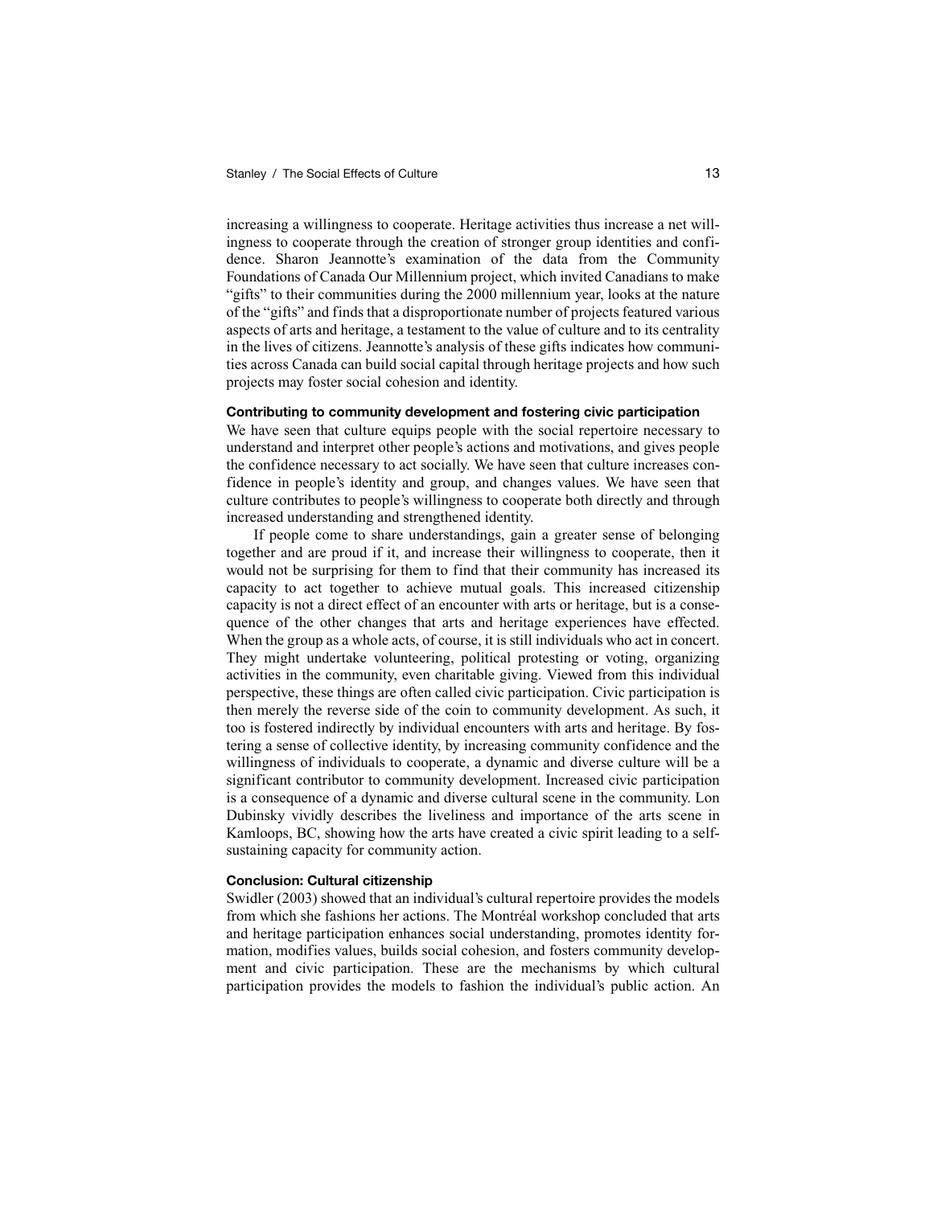increasing a willingness to cooperate. Heritage activities thus increase a net willingness to cooperate through the creation of stronger group identities and confidence. Sharon Jeannotte's examination of the data from the Community Foundations of Canada Our Millennium project, which invited Canadians to make "gifts" to their communities during the 2000 millennium year, looks at the nature of the "gifts" and finds that a disproportionate number of projects featured various aspects of arts and heritage, a testament to the value of culture and to its centrality in the lives of citizens. Jeannotte's analysis of these gifts indicates how communities across Canada can build social capital through heritage projects and how such projects may foster social cohesion and identity.

#### Contributing to community development and fostering civic participation

We have seen that culture equips people with the social repertoire necessary to understand and interpret other people's actions and motivations, and gives people the confidence necessary to act socially. We have seen that culture increases confidence in people's identity and group, and changes values. We have seen that culture contributes to people's willingness to cooperate both directly and through increased understanding and strengthened identity.

If people come to share understandings, gain a greater sense of belonging together and are proud if it, and increase their willingness to cooperate, then it would not be surprising for them to find that their community has increased its capacity to act together to achieve mutual goals. This increased citizenship capacity is not a direct effect of an encounter with arts or heritage, but is a consequence of the other changes that arts and heritage experiences have effected. When the group as a whole acts, of course, it is still individuals who act in concert. They might undertake volunteering, political protesting or voting, organizing activities in the community, even charitable giving. Viewed from this individual perspective, these things are often called civic participation. Civic participation is then merely the reverse side of the coin to community development. As such, it too is fostered indirectly by individual encounters with arts and heritage. By fostering a sense of collective identity, by increasing community confidence and the willingness of individuals to cooperate, a dynamic and diverse culture will be a significant contributor to community development. Increased civic participation is a consequence of a dynamic and diverse cultural scene in the community. Lon Dubinsky vividly describes the liveliness and importance of the arts scene in Kamloops, BC, showing how the arts have created a civic spirit leading to a self-sustaining capacity for community action.

#### Conclusion: Cultural citizenship

Swidler (2003) showed that an individual's cultural repertoire provides the models from which she fashions her actions. The Montréal workshop concluded that arts and heritage participation enhances social understanding, promotes identity formation, modifies values, builds social cohesion, and fosters community development and civic participation. These are the mechanisms by which cultural participation provides the models to fashion the individual's public action. An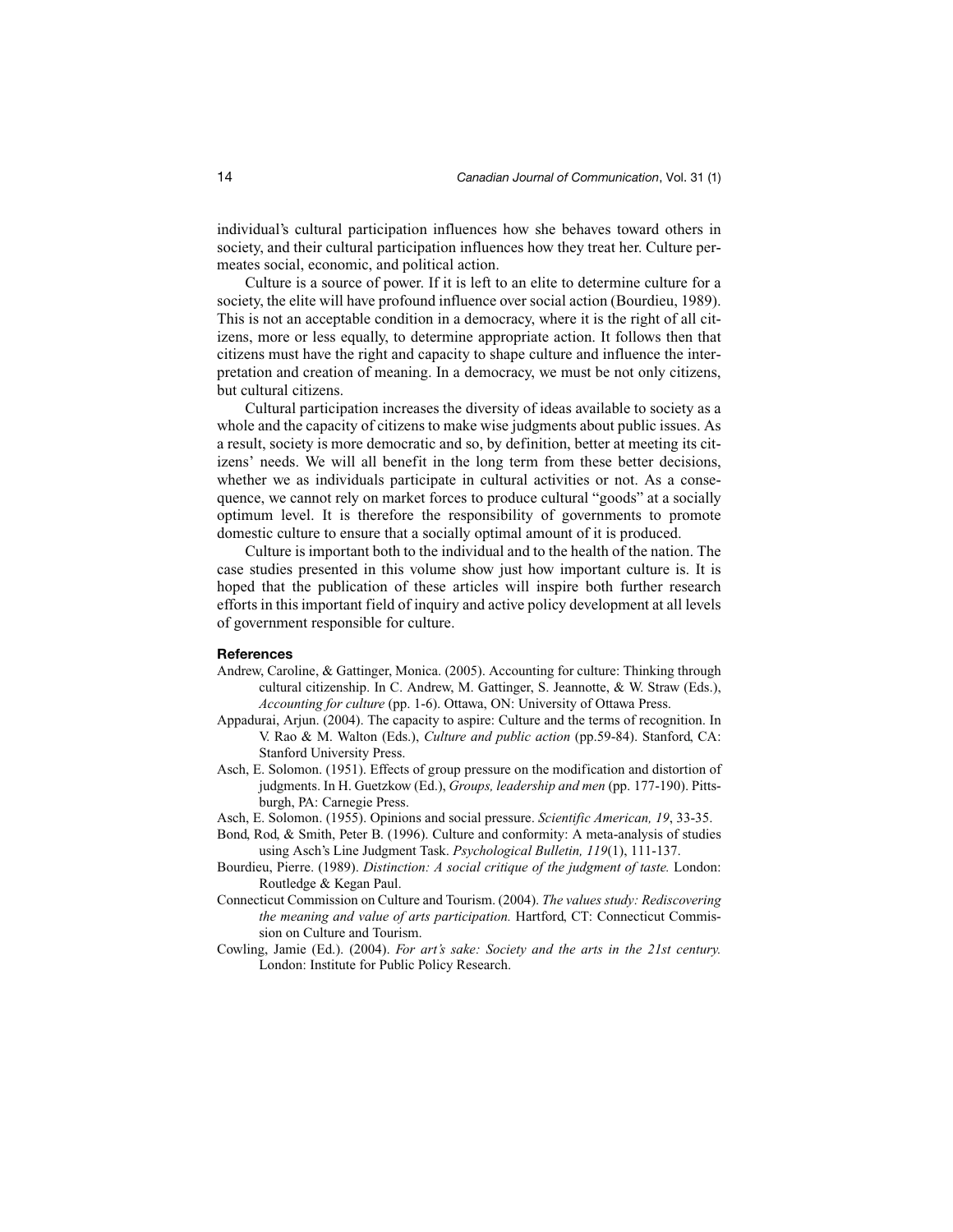individual's cultural participation influences how she behaves toward others in society, and their cultural participation influences how they treat her. Culture permeates social, economic, and political action.

Culture is a source of power. If it is left to an elite to determine culture for a society, the elite will have profound influence over social action (Bourdieu, 1989). This is not an acceptable condition in a democracy, where it is the right of all citizens, more or less equally, to determine appropriate action. It follows then that citizens must have the right and capacity to shape culture and influence the interpretation and creation of meaning. In a democracy, we must be not only citizens, but cultural citizens.

Cultural participation increases the diversity of ideas available to society as a whole and the capacity of citizens to make wise judgments about public issues. As a result, society is more democratic and so, by definition, better at meeting its citizens' needs. We will all benefit in the long term from these better decisions, whether we as individuals participate in cultural activities or not. As a consequence, we cannot rely on market forces to produce cultural "goods" at a socially optimum level. It is therefore the responsibility of governments to promote domestic culture to ensure that a socially optimal amount of it is produced.

Culture is important both to the individual and to the health of the nation. The case studies presented in this volume show just how important culture is. It is hoped that the publication of these articles will inspire both further research efforts in this important field of inquiry and active policy development at all levels of government responsible for culture.

## References

Andrew, Caroline, & Gattinger, Monica. (2005). Accounting for culture: Thinking through cultural citizenship. In C. Andrew, M. Gattinger, S. Jeannotte, & W. Straw (Eds.), *Accounting for culture* (pp. 1-6). Ottawa, ON: University of Ottawa Press.

Appadurai, Arjun. (2004). The capacity to aspire: Culture and the terms of recognition. In V. Rao & M. Walton (Eds.), *Culture and public action* (pp.59-84). Stanford, CA: Stanford University Press.

Asch, E. Solomon. (1951). Effects of group pressure on the modification and distortion of judgments. In H. Guetzkow (Ed.), *Groups, leadership and men* (pp. 177-190). Pittsburgh, PA: Carnegie Press.

Asch, E. Solomon. (1955). Opinions and social pressure. *Scientific American, 19*, 33-35.

Bond, Rod, & Smith, Peter B. (1996). Culture and conformity: A meta-analysis of studies using Asch's Line Judgment Task. *Psychological Bulletin, 119*(1), 111-137.

Bourdieu, Pierre. (1989). *Distinction: A social critique of the judgment of taste.* London: Routledge & Kegan Paul.

Connecticut Commission on Culture and Tourism. (2004). *The values study: Rediscovering the meaning and value of arts participation.* Hartford, CT: Connecticut Commission on Culture and Tourism.

Cowling, Jamie (Ed.). (2004). *For art's sake: Society and the arts in the 21st century.* London: Institute for Public Policy Research.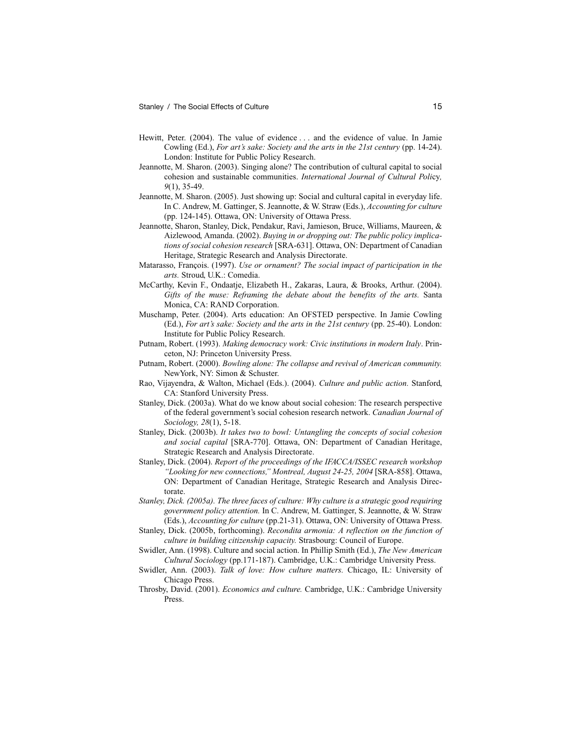Hewitt, Peter. (2004). The value of evidence . . . and the evidence of value. In Jamie Cowling (Ed.), *For art's sake: Society and the arts in the 21st century* (pp. 14-24). London: Institute for Public Policy Research.

Jeannotte, M. Sharon. (2003). Singing alone? The contribution of cultural capital to social cohesion and sustainable communities. *International Journal of Cultural Policy, 9*(1), 35-49.

Jeannotte, M. Sharon. (2005). Just showing up: Social and cultural capital in everyday life. In C. Andrew, M. Gattinger, S. Jeannotte, & W. Straw (Eds.), *Accounting for culture* (pp. 124-145). Ottawa, ON: University of Ottawa Press.

Jeannotte, Sharon, Stanley, Dick, Pendakur, Ravi, Jamieson, Bruce, Williams, Maureen, & Aizlewood, Amanda. (2002). *Buying in or dropping out: The public policy implications of social cohesion research* [SRA-631]. Ottawa, ON: Department of Canadian Heritage, Strategic Research and Analysis Directorate.

Matarasso, François. (1997). *Use or ornament? The social impact of participation in the arts.* Stroud, U.K.: Comedia.

McCarthy, Kevin F., Ondaatje, Elizabeth H., Zakaras, Laura, & Brooks, Arthur. (2004). *Gifts of the muse: Reframing the debate about the benefits of the arts.* Santa Monica, CA: RAND Corporation.

Muschamp, Peter. (2004). Arts education: An OFSTED perspective. In Jamie Cowling (Ed.), *For art's sake: Society and the arts in the 21st century* (pp. 25-40). London: Institute for Public Policy Research.

Putnam, Robert. (1993). *Making democracy work: Civic institutions in modern Italy*. Princeton, NJ: Princeton University Press.

Putnam, Robert. (2000). *Bowling alone: The collapse and revival of American community.* NewYork, NY: Simon & Schuster.

Rao, Vijayendra, & Walton, Michael (Eds.). (2004). *Culture and public action.* Stanford, CA: Stanford University Press.

Stanley, Dick. (2003a). What do we know about social cohesion: The research perspective of the federal government's social cohesion research network. *Canadian Journal of Sociology, 28*(1), 5-18.

Stanley, Dick. (2003b). *It takes two to bowl: Untangling the concepts of social cohesion and social capital* [SRA-770]. Ottawa, ON: Department of Canadian Heritage, Strategic Research and Analysis Directorate.

Stanley, Dick. (2004). *Report of the proceedings of the IFACCA/ISSEC research workshop "Looking for new connections," Montreal, August 24-25, 2004* [SRA-858]. Ottawa, ON: Department of Canadian Heritage, Strategic Research and Analysis Directorate.

*Stanley, Dick. (2005a). The three faces of culture: Why culture is a strategic good requiring government policy attention.* In C. Andrew, M. Gattinger, S. Jeannotte, & W. Straw (Eds.), *Accounting for culture* (pp.21-31). Ottawa, ON: University of Ottawa Press.

Stanley, Dick. (2005b, forthcoming). *Recondita armonia: A reflection on the function of culture in building citizenship capacity.* Strasbourg: Council of Europe.

Swidler, Ann. (1998). Culture and social action. In Phillip Smith (Ed.), *The New American Cultural Sociology* (pp.171-187). Cambridge, U.K.: Cambridge University Press.

Swidler, Ann. (2003). *Talk of love: How culture matters.* Chicago, IL: University of Chicago Press.

Throsby, David. (2001). *Economics and culture.* Cambridge, U.K.: Cambridge University Press.